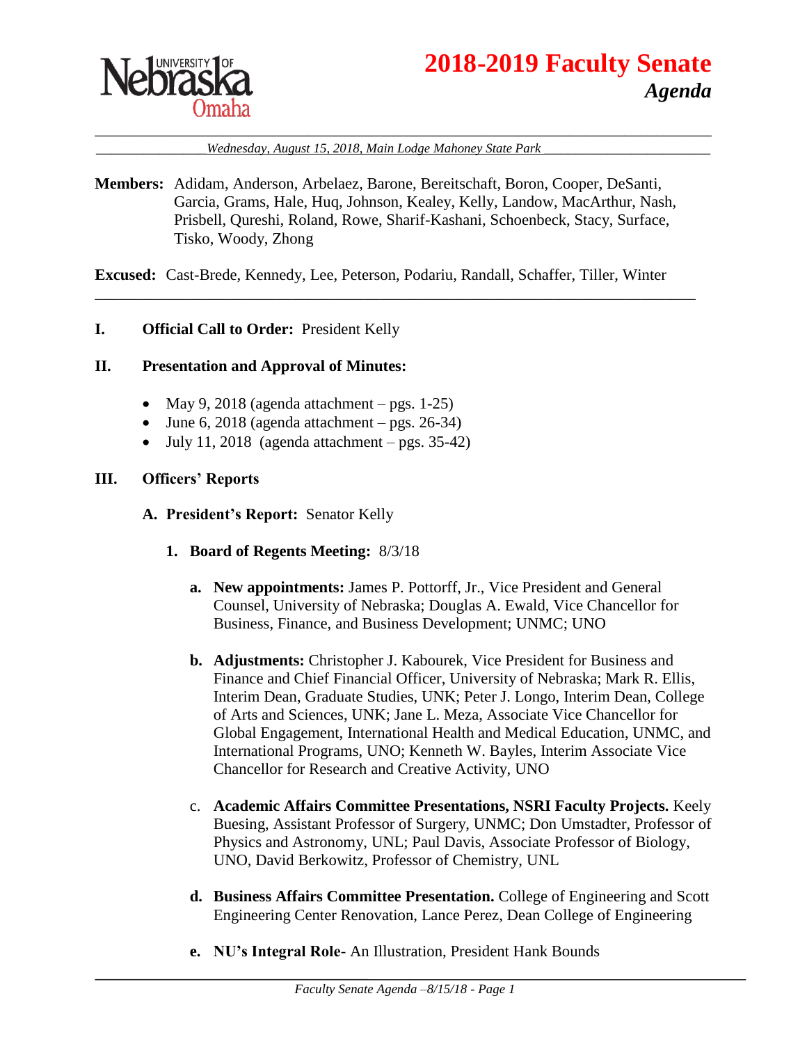# 2018-2019 Faculty Senate

## *Agenda*

*Wednesday, August 15, 2018, Main Lodge Mahoney State Park*

**Members:** Adidam, Anderson, Arbelaez, Barone, Bereitschaft, Boron, Cooper, DeSanti, Garcia, Grams, Hale, Huq, Johnson, Kealey, Kelly, Landow, MacArthur, Nash, Prisbell, Qureshi, Roland, Rowe, Sharif-Kashani, Schoenbeck, Stacy, Surface, Tisko, Woody, Zhong

**Excused:** Cast-Brede, Kennedy, Lee, Peterson, Podariu, Randall, Schaffer, Tiller, Winter

---

**I. Official Call to Order:** President Kelly

**II. Presentation and Approval of Minutes:**

- May 9, 2018 (agenda attachment – pgs. 1-25)
- June 6, 2018 (agenda attachment – pgs. 26-34)
- July 11, 2018 (agenda attachment – pgs. 35-42)

**III. Officers' Reports**

**A. President's Report:** Senator Kelly

**1. Board of Regents Meeting:** 8/3/18

**a. New appointments:** James P. Pottorff, Jr., Vice President and General Counsel, University of Nebraska; Douglas A. Ewald, Vice Chancellor for Business, Finance, and Business Development; UNMC; UNO

**b. Adjustments:** Christopher J. Kabourek, Vice President for Business and Finance and Chief Financial Officer, University of Nebraska; Mark R. Ellis, Interim Dean, Graduate Studies, UNK; Peter J. Longo, Interim Dean, College of Arts and Sciences, UNK; Jane L. Meza, Associate Vice Chancellor for Global Engagement, International Health and Medical Education, UNMC, and International Programs, UNO; Kenneth W. Bayles, Interim Associate Vice Chancellor for Research and Creative Activity, UNO

c. **Academic Affairs Committee Presentations, NSRI Faculty Projects.** Keely Buesing, Assistant Professor of Surgery, UNMC; Don Umstadter, Professor of Physics and Astronomy, UNL; Paul Davis, Associate Professor of Biology, UNO, David Berkowitz, Professor of Chemistry, UNL

**d. Business Affairs Committee Presentation.** College of Engineering and Scott Engineering Center Renovation, Lance Perez, Dean College of Engineering

**e. NU's Integral Role**- An Illustration, President Hank Bounds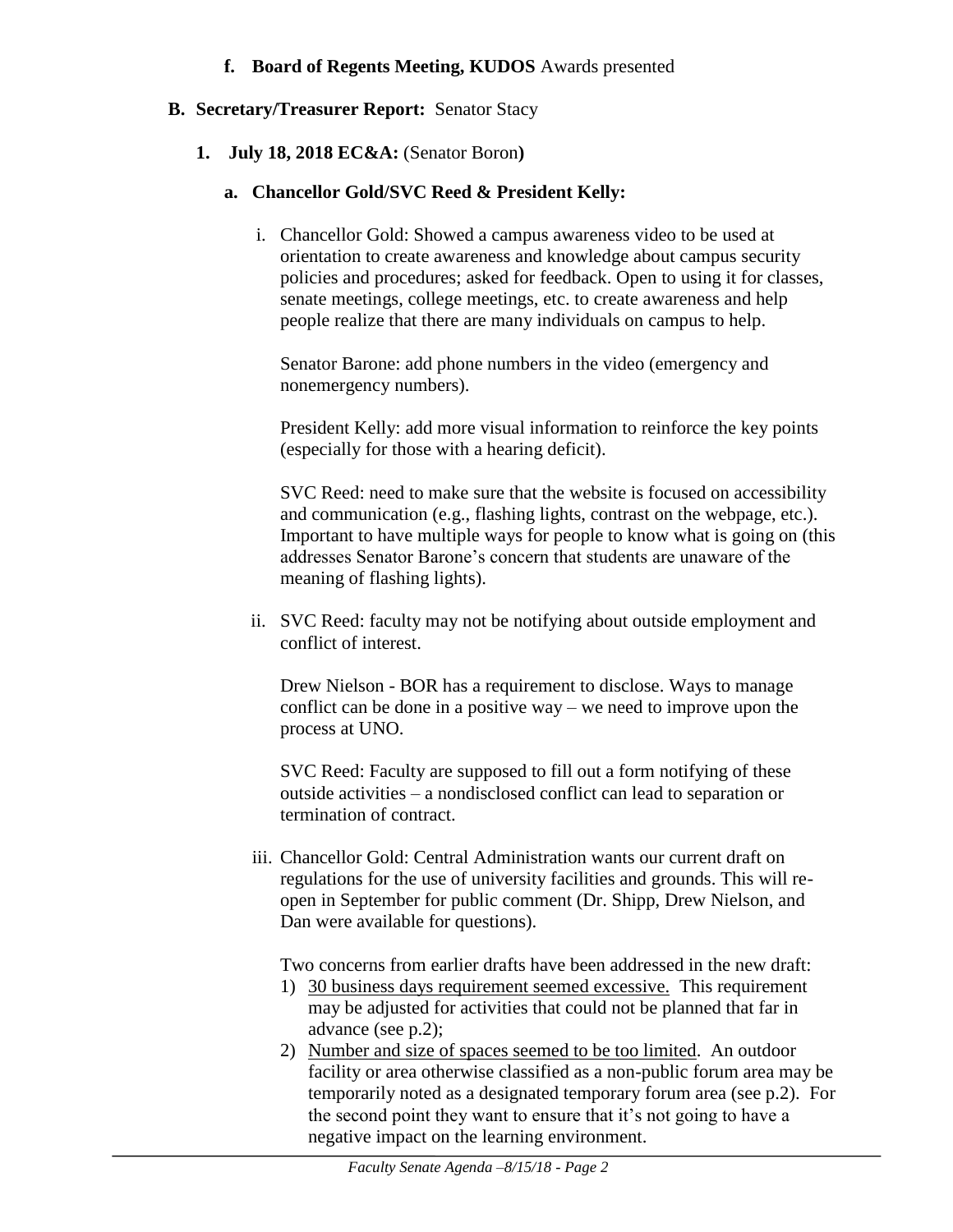**f. Board of Regents Meeting, KUDOS** Awards presented

**B. Secretary/Treasurer Report:** Senator Stacy

**1. July 18, 2018 EC&A:** (Senator Boron**)**

**a. Chancellor Gold/SVC Reed & President Kelly:**

i. Chancellor Gold: Showed a campus awareness video to be used at orientation to create awareness and knowledge about campus security policies and procedures; asked for feedback. Open to using it for classes, senate meetings, college meetings, etc. to create awareness and help people realize that there are many individuals on campus to help.

Senator Barone: add phone numbers in the video (emergency and nonemergency numbers).

President Kelly: add more visual information to reinforce the key points (especially for those with a hearing deficit).

SVC Reed: need to make sure that the website is focused on accessibility and communication (e.g., flashing lights, contrast on the webpage, etc.). Important to have multiple ways for people to know what is going on (this addresses Senator Barone's concern that students are unaware of the meaning of flashing lights).

ii. SVC Reed: faculty may not be notifying about outside employment and conflict of interest.

Drew Nielson - BOR has a requirement to disclose. Ways to manage conflict can be done in a positive way – we need to improve upon the process at UNO.

SVC Reed: Faculty are supposed to fill out a form notifying of these outside activities – a nondisclosed conflict can lead to separation or termination of contract.

iii. Chancellor Gold: Central Administration wants our current draft on regulations for the use of university facilities and grounds. This will re-open in September for public comment (Dr. Shipp, Drew Nielson, and Dan were available for questions).

Two concerns from earlier drafts have been addressed in the new draft:

1) <u>30 business days requirement seemed excessive.</u> This requirement may be adjusted for activities that could not be planned that far in advance (see p.2);
2) <u>Number and size of spaces seemed to be too limited</u>. An outdoor facility or area otherwise classified as a non-public forum area may be temporarily noted as a designated temporary forum area (see p.2). For the second point they want to ensure that it's not going to have a negative impact on the learning environment.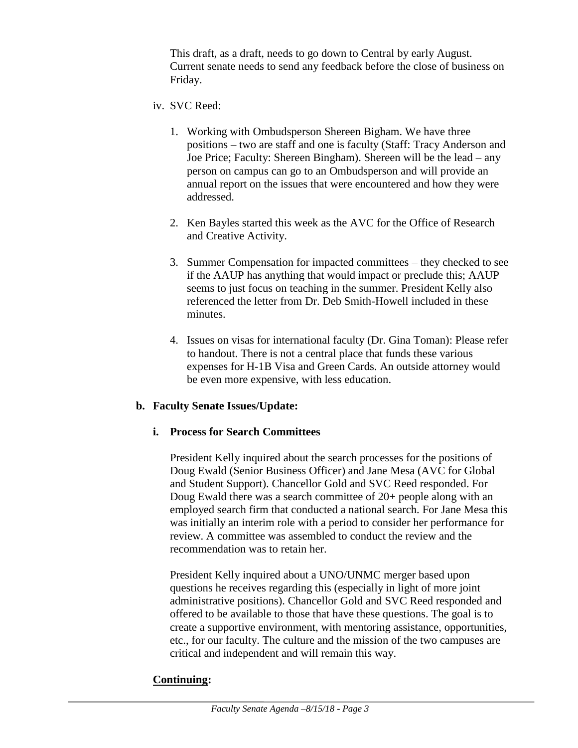This draft, as a draft, needs to go down to Central by early August. Current senate needs to send any feedback before the close of business on Friday.

iv. SVC Reed:

1. Working with Ombudsperson Shereen Bigham. We have three positions – two are staff and one is faculty (Staff: Tracy Anderson and Joe Price; Faculty: Shereen Bingham). Shereen will be the lead – any person on campus can go to an Ombudsperson and will provide an annual report on the issues that were encountered and how they were addressed.

2. Ken Bayles started this week as the AVC for the Office of Research and Creative Activity.

3. Summer Compensation for impacted committees – they checked to see if the AAUP has anything that would impact or preclude this; AAUP seems to just focus on teaching in the summer. President Kelly also referenced the letter from Dr. Deb Smith-Howell included in these minutes.

4. Issues on visas for international faculty (Dr. Gina Toman): Please refer to handout. There is not a central place that funds these various expenses for H-1B Visa and Green Cards. An outside attorney would be even more expensive, with less education.

**b. Faculty Senate Issues/Update:**

**i. Process for Search Committees**

President Kelly inquired about the search processes for the positions of Doug Ewald (Senior Business Officer) and Jane Mesa (AVC for Global and Student Support). Chancellor Gold and SVC Reed responded. For Doug Ewald there was a search committee of 20+ people along with an employed search firm that conducted a national search. For Jane Mesa this was initially an interim role with a period to consider her performance for review. A committee was assembled to conduct the review and the recommendation was to retain her.

President Kelly inquired about a UNO/UNMC merger based upon questions he receives regarding this (especially in light of more joint administrative positions). Chancellor Gold and SVC Reed responded and offered to be available to those that have these questions. The goal is to create a supportive environment, with mentoring assistance, opportunities, etc., for our faculty. The culture and the mission of the two campuses are critical and independent and will remain this way.

**<u>Continuing</u>:**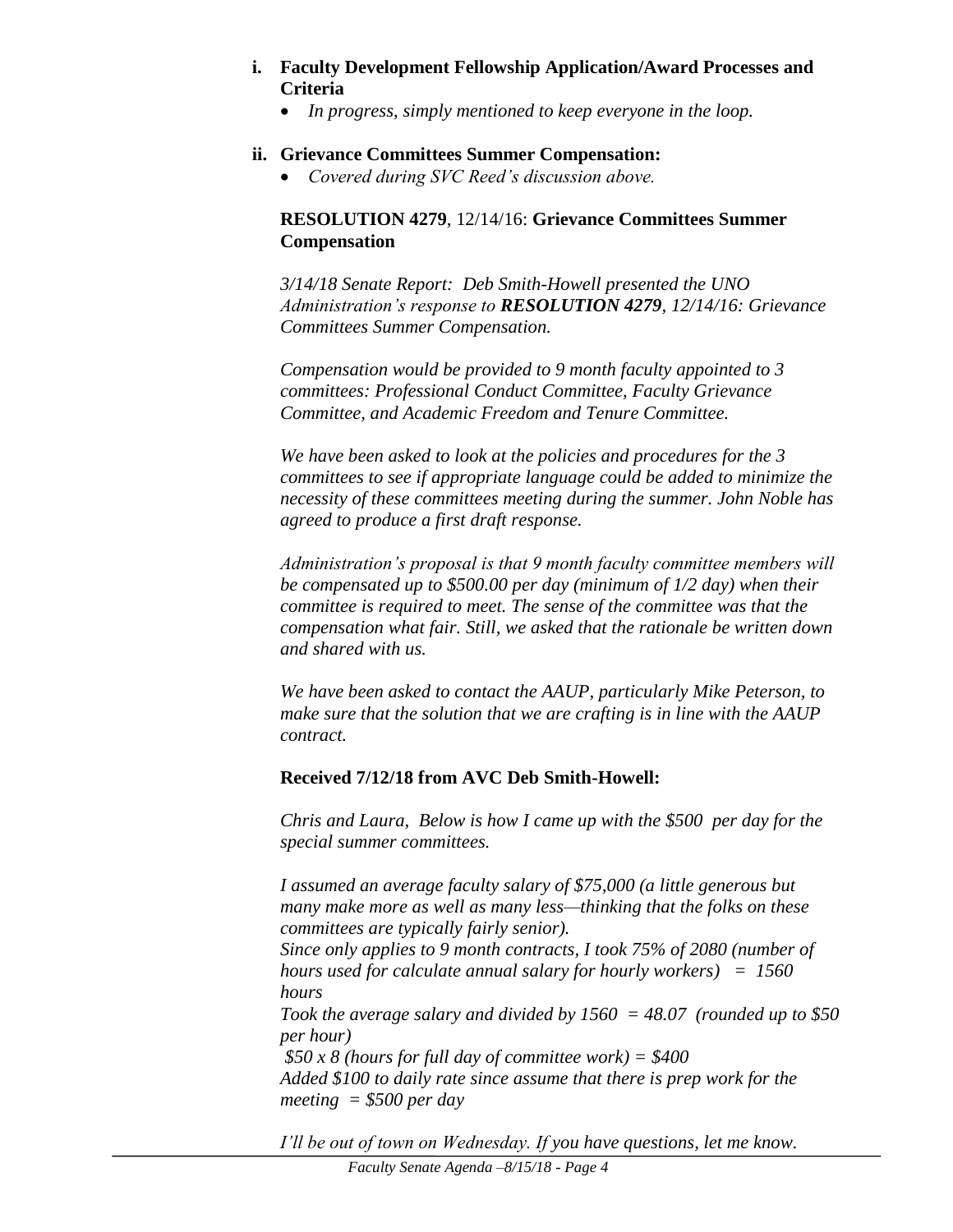**i. Faculty Development Fellowship Application/Award Processes and Criteria**

- *In progress, simply mentioned to keep everyone in the loop.*

**ii. Grievance Committees Summer Compensation:**

- *Covered during SVC Reed's discussion above.*

**RESOLUTION 4279**, 12/14/16: **Grievance Committees Summer Compensation**

*3/14/18 Senate Report: Deb Smith-Howell presented the UNO Administration's response to **RESOLUTION 4279**, 12/14/16: Grievance Committees Summer Compensation.*

*Compensation would be provided to 9 month faculty appointed to 3 committees: Professional Conduct Committee, Faculty Grievance Committee, and Academic Freedom and Tenure Committee.*

*We have been asked to look at the policies and procedures for the 3 committees to see if appropriate language could be added to minimize the necessity of these committees meeting during the summer. John Noble has agreed to produce a first draft response.*

*Administration's proposal is that 9 month faculty committee members will be compensated up to $500.00 per day (minimum of 1/2 day) when their committee is required to meet. The sense of the committee was that the compensation what fair. Still, we asked that the rationale be written down and shared with us.*

*We have been asked to contact the AAUP, particularly Mike Peterson, to make sure that the solution that we are crafting is in line with the AAUP contract.*

**Received 7/12/18 from AVC Deb Smith-Howell:**

*Chris and Laura, Below is how I came up with the $500 per day for the special summer committees.*

*I assumed an average faculty salary of $75,000 (a little generous but many make more as well as many less—thinking that the folks on these committees are typically fairly senior).*
*Since only applies to 9 month contracts, I took 75% of 2080 (number of hours used for calculate annual salary for hourly workers) = 1560 hours*
*Took the average salary and divided by 1560 = 48.07 (rounded up to $50 per hour)*
*$50 x 8 (hours for full day of committee work) = $400*
*Added $100 to daily rate since assume that there is prep work for the meeting = $500 per day*

*I'll be out of town on Wednesday. If you have questions, let me know.*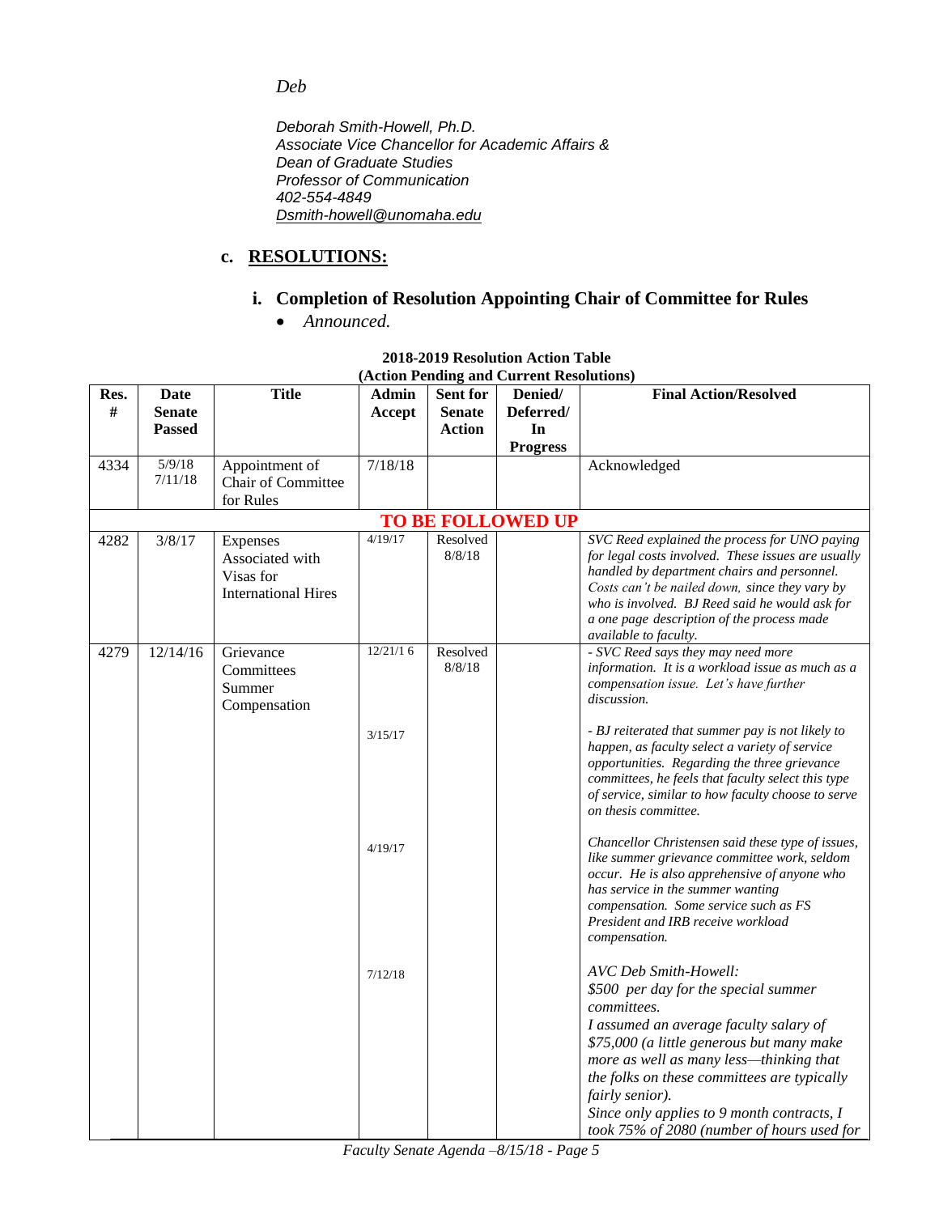*Deb*

*Deborah Smith-Howell, Ph.D.*
*Associate Vice Chancellor for Academic Affairs &*
*Dean of Graduate Studies*
*Professor of Communication*
*402-554-4849*
*Dsmith-howell@unomaha.edu*

## c. RESOLUTIONS:

### i. Completion of Resolution Appointing Chair of Committee for Rules

- *Announced.*

**2018-2019 Resolution Action Table**
**(Action Pending and Current Resolutions)**

| Res. # | Date Senate Passed | Title | Admin Accept | Sent for Senate Action | Denied/ Deferred/ In Progress | Final Action/Resolved |
|---|---|---|---|---|---|---|
| 4334 | 5/9/18<br>7/11/18 | Appointment of Chair of Committee for Rules | 7/18/18 | | | Acknowledged |
| | | | **TO BE FOLLOWED UP** | | | |
| 4282 | 3/8/17 | Expenses Associated with Visas for International Hires | 4/19/17 | Resolved 8/8/18 | | *SVC Reed explained the process for UNO paying for legal costs involved. These issues are usually handled by department chairs and personnel. Costs can't be nailed down, since they vary by who is involved. BJ Reed said he would ask for a one page description of the process made available to faculty.* |
| 4279 | 12/14/16 | Grievance Committees Summer Compensation | 12/21/16 | Resolved 8/8/18 | | *- SVC Reed says they may need more information. It is a workload issue as much as a compensation issue. Let's have further discussion.* |
| | | | 3/15/17 | | | *- BJ reiterated that summer pay is not likely to happen, as faculty select a variety of service opportunities. Regarding the three grievance committees, he feels that faculty select this type of service, similar to how faculty choose to serve on thesis committee.* |
| | | | 4/19/17 | | | *Chancellor Christensen said these type of issues, like summer grievance committee work, seldom occur. He is also apprehensive of anyone who has service in the summer wanting compensation. Some service such as FS President and IRB receive workload compensation.* |
| | | | 7/12/18 | | | *AVC Deb Smith-Howell:*<br>*$500 per day for the special summer committees.*<br>*I assumed an average faculty salary of $75,000 (a little generous but many make more as well as many less—thinking that the folks on these committees are typically fairly senior).*<br>*Since only applies to 9 month contracts, I took 75% of 2080 (number of hours used for* |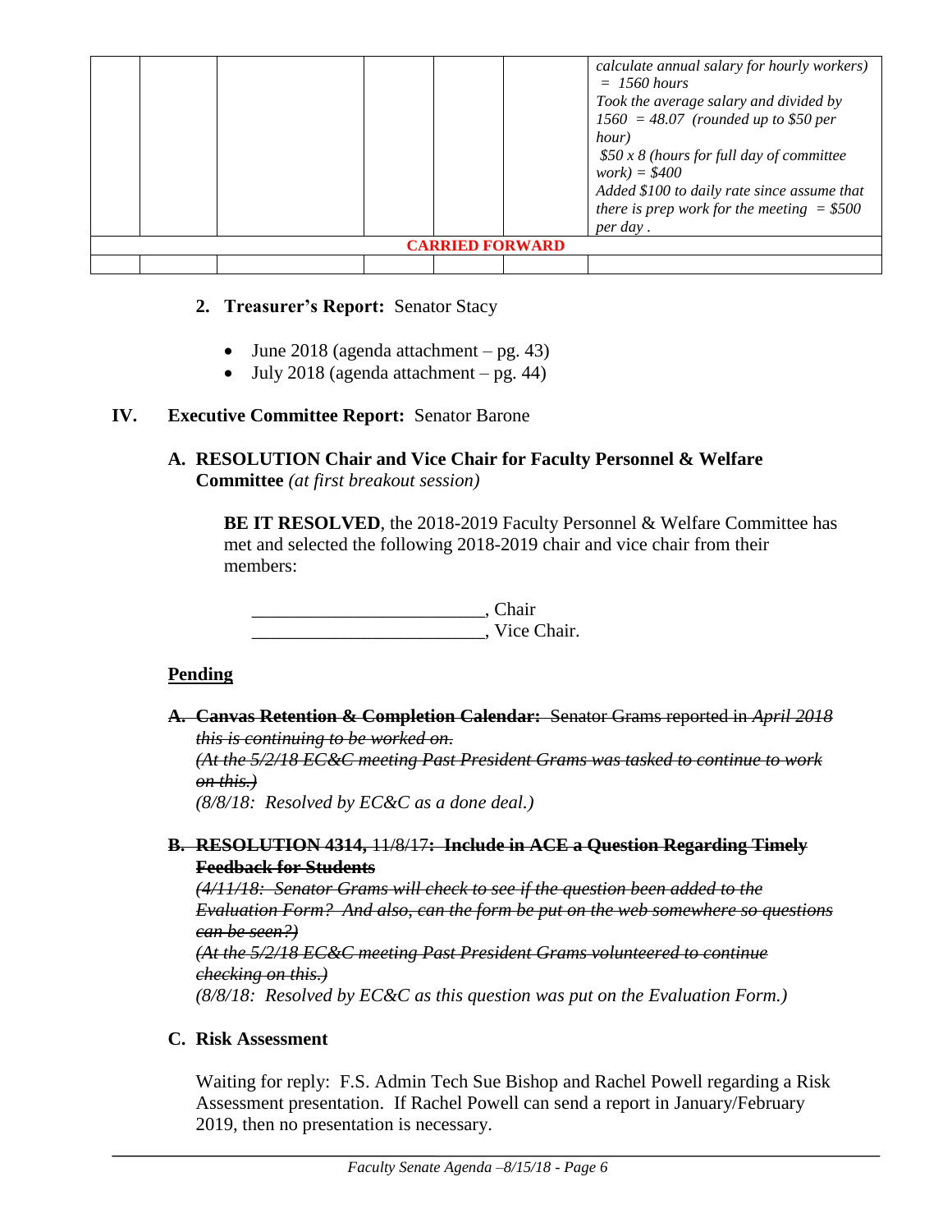| | | | | | | *calculate annual salary for hourly workers) = 1560 hours*<br>*Took the average salary and divided by 1560 = 48.07 (rounded up to $50 per hour)*<br>*$50 x 8 (hours for full day of committee work) = $400*<br>*Added $100 to daily rate since assume that there is prep work for the meeting = $500 per day .* |
|---|---|---|---|---|---|---|
| **CARRIED FORWARD** | | | | | | |
| | | | | | | |

2. **Treasurer's Report:** Senator Stacy

- June 2018 (agenda attachment – pg. 43)
- July 2018 (agenda attachment – pg. 44)

## IV. Executive Committee Report: Senator Barone

### A. RESOLUTION Chair and Vice Chair for Faculty Personnel & Welfare Committee *(at first breakout session)*

**BE IT RESOLVED**, the 2018-2019 Faculty Personnel & Welfare Committee has met and selected the following 2018-2019 chair and vice chair from their members:

________________________, Chair
________________________, Vice Chair.

### Pending

**A. ~~Canvas Retention & Completion Calendar:~~** ~~Senator Grams reported in *April 2018 this is continuing to be worked on.*~~
~~*(At the 5/2/18 EC&C meeting Past President Grams was tasked to continue to work on this.)*~~
*(8/8/18: Resolved by EC&C as a done deal.)*

**B. ~~RESOLUTION 4314,~~** ~~11/8/17~~**~~: Include in ACE a Question Regarding Timely Feedback for Students~~**
~~*(4/11/18: Senator Grams will check to see if the question been added to the Evaluation Form? And also, can the form be put on the web somewhere so questions can be seen?)*~~
~~*(At the 5/2/18 EC&C meeting Past President Grams volunteered to continue checking on this.)*~~
*(8/8/18: Resolved by EC&C as this question was put on the Evaluation Form.)*

**C. Risk Assessment**

Waiting for reply: F.S. Admin Tech Sue Bishop and Rachel Powell regarding a Risk Assessment presentation. If Rachel Powell can send a report in January/February 2019, then no presentation is necessary.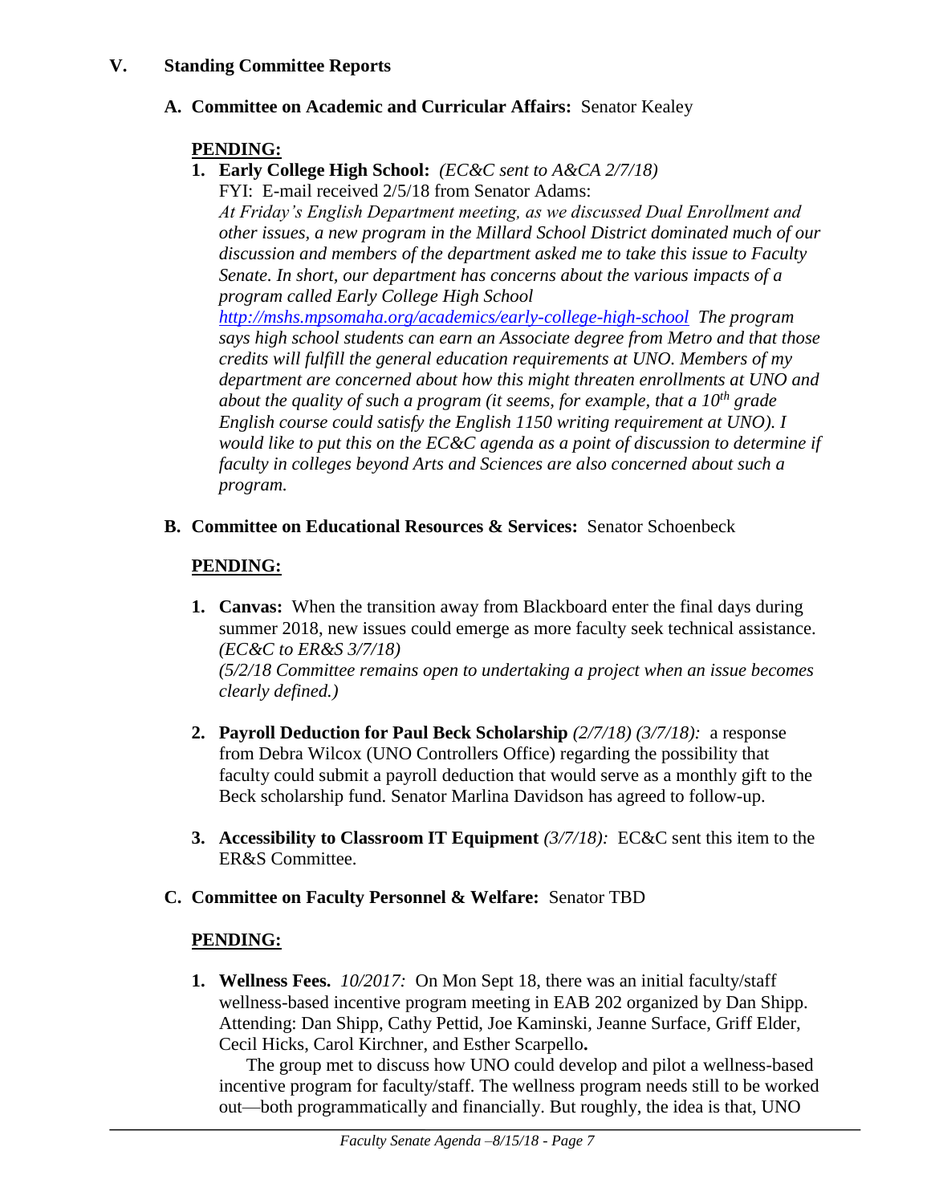## V. Standing Committee Reports

### A. Committee on Academic and Curricular Affairs: Senator Kealey

**PENDING:**

1. **Early College High School:** *(EC&C sent to A&CA 2/7/18)*
   FYI: E-mail received 2/5/18 from Senator Adams:
   *At Friday's English Department meeting, as we discussed Dual Enrollment and other issues, a new program in the Millard School District dominated much of our discussion and members of the department asked me to take this issue to Faculty Senate. In short, our department has concerns about the various impacts of a program called Early College High School [http://mshs.mpsomaha.org/academics/early-college-high-school](http://mshs.mpsomaha.org/academics/early-college-high-school) The program says high school students can earn an Associate degree from Metro and that those credits will fulfill the general education requirements at UNO. Members of my department are concerned about how this might threaten enrollments at UNO and about the quality of such a program (it seems, for example, that a 10th grade English course could satisfy the English 1150 writing requirement at UNO). I would like to put this on the EC&C agenda as a point of discussion to determine if faculty in colleges beyond Arts and Sciences are also concerned about such a program.*

### B. Committee on Educational Resources & Services: Senator Schoenbeck

**PENDING:**

1. **Canvas:** When the transition away from Blackboard enter the final days during summer 2018, new issues could emerge as more faculty seek technical assistance. *(EC&C to ER&S 3/7/18)*
   *(5/2/18 Committee remains open to undertaking a project when an issue becomes clearly defined.)*

2. **Payroll Deduction for Paul Beck Scholarship** *(2/7/18) (3/7/18):* a response from Debra Wilcox (UNO Controllers Office) regarding the possibility that faculty could submit a payroll deduction that would serve as a monthly gift to the Beck scholarship fund. Senator Marlina Davidson has agreed to follow-up.

3. **Accessibility to Classroom IT Equipment** *(3/7/18):* EC&C sent this item to the ER&S Committee.

### C. Committee on Faculty Personnel & Welfare: Senator TBD

**PENDING:**

1. **Wellness Fees.** *10/2017:* On Mon Sept 18, there was an initial faculty/staff wellness-based incentive program meeting in EAB 202 organized by Dan Shipp. Attending: Dan Shipp, Cathy Pettid, Joe Kaminski, Jeanne Surface, Griff Elder, Cecil Hicks, Carol Kirchner, and Esther Scarpello**.**

   The group met to discuss how UNO could develop and pilot a wellness-based incentive program for faculty/staff. The wellness program needs still to be worked out—both programmatically and financially. But roughly, the idea is that, UNO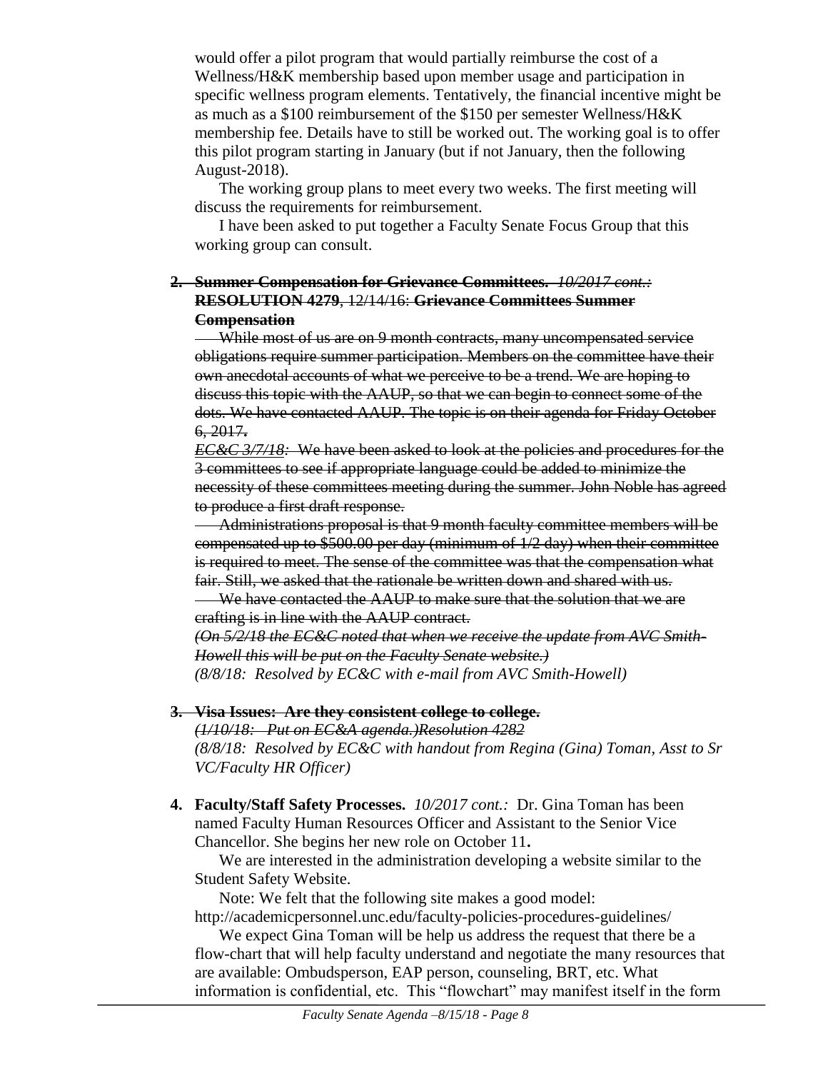would offer a pilot program that would partially reimburse the cost of a Wellness/H&K membership based upon member usage and participation in specific wellness program elements. Tentatively, the financial incentive might be as much as a $100 reimbursement of the $150 per semester Wellness/H&K membership fee. Details have to still be worked out. The working goal is to offer this pilot program starting in January (but if not January, then the following August-2018).

The working group plans to meet every two weeks. The first meeting will discuss the requirements for reimbursement.

I have been asked to put together a Faculty Senate Focus Group that this working group can consult.

2. ~~**Summer Compensation for Grievance Committees.** *10/2017 cont.:* **RESOLUTION 4279**, 12/14/16: **Grievance Committees Summer Compensation**~~

~~While most of us are on 9 month contracts, many uncompensated service obligations require summer participation. Members on the committee have their own anecdotal accounts of what we perceive to be a trend. We are hoping to discuss this topic with the AAUP, so that we can begin to connect some of the dots. We have contacted AAUP. The topic is on their agenda for Friday October 6, 2017.~~

~~*EC&C 3/7/18:* We have been asked to look at the policies and procedures for the 3 committees to see if appropriate language could be added to minimize the necessity of these committees meeting during the summer. John Noble has agreed to produce a first draft response.~~

~~Administrations proposal is that 9 month faculty committee members will be compensated up to $500.00 per day (minimum of 1/2 day) when their committee is required to meet. The sense of the committee was that the compensation what fair. Still, we asked that the rationale be written down and shared with us.~~

~~We have contacted the AAUP to make sure that the solution that we are crafting is in line with the AAUP contract.~~

~~*(On 5/2/18 the EC&C noted that when we receive the update from AVC Smith-Howell this will be put on the Faculty Senate website.)*~~

*(8/8/18: Resolved by EC&C with e-mail from AVC Smith-Howell)*

3. ~~**Visa Issues: Are they consistent college to college.**~~

~~*(1/10/18: Put on EC&A agenda.)Resolution 4282*~~

*(8/8/18: Resolved by EC&C with handout from Regina (Gina) Toman, Asst to Sr VC/Faculty HR Officer)*

4. **Faculty/Staff Safety Processes.** *10/2017 cont.:* Dr. Gina Toman has been named Faculty Human Resources Officer and Assistant to the Senior Vice Chancellor. She begins her new role on October 11**.**

We are interested in the administration developing a website similar to the Student Safety Website.

Note: We felt that the following site makes a good model: http://academicpersonnel.unc.edu/faculty-policies-procedures-guidelines/

We expect Gina Toman will be help us address the request that there be a flow-chart that will help faculty understand and negotiate the many resources that are available: Ombudsperson, EAP person, counseling, BRT, etc. What information is confidential, etc. This "flowchart" may manifest itself in the form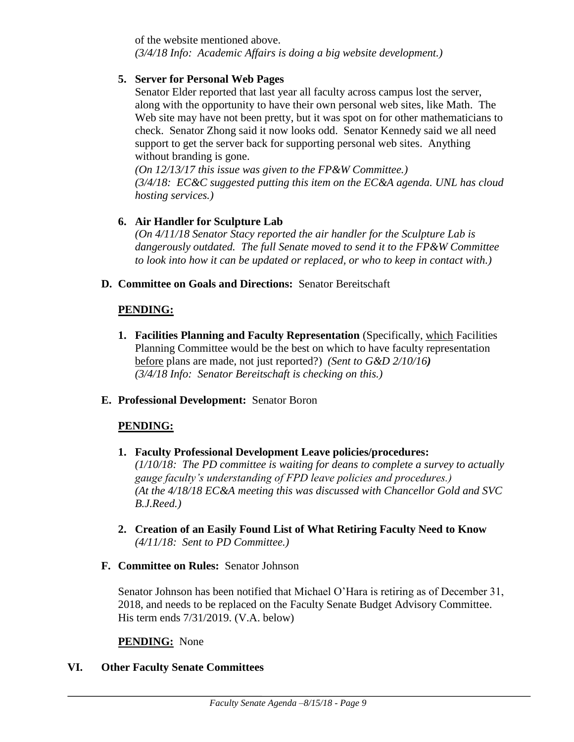of the website mentioned above.
*(3/4/18 Info: Academic Affairs is doing a big website development.)*

5. **Server for Personal Web Pages**
   Senator Elder reported that last year all faculty across campus lost the server, along with the opportunity to have their own personal web sites, like Math. The Web site may have not been pretty, but it was spot on for other mathematicians to check. Senator Zhong said it now looks odd. Senator Kennedy said we all need support to get the server back for supporting personal web sites. Anything without branding is gone.
   *(On 12/13/17 this issue was given to the FP&W Committee.)*
   *(3/4/18: EC&C suggested putting this item on the EC&A agenda. UNL has cloud hosting services.)*

6. **Air Handler for Sculpture Lab**
   *(On 4/11/18 Senator Stacy reported the air handler for the Sculpture Lab is dangerously outdated. The full Senate moved to send it to the FP&W Committee to look into how it can be updated or replaced, or who to keep in contact with.)*

**D. Committee on Goals and Directions:** Senator Bereitschaft

**PENDING:**

1. **Facilities Planning and Faculty Representation** (Specifically, which Facilities Planning Committee would be the best on which to have faculty representation before plans are made, not just reported?) *(Sent to G&D 2/10/16)*
   *(3/4/18 Info: Senator Bereitschaft is checking on this.)*

**E. Professional Development:** Senator Boron

**PENDING:**

1. **Faculty Professional Development Leave policies/procedures:**
   *(1/10/18: The PD committee is waiting for deans to complete a survey to actually gauge faculty's understanding of FPD leave policies and procedures.)*
   *(At the 4/18/18 EC&A meeting this was discussed with Chancellor Gold and SVC B.J.Reed.)*

2. **Creation of an Easily Found List of What Retiring Faculty Need to Know**
   *(4/11/18: Sent to PD Committee.)*

**F. Committee on Rules:** Senator Johnson

Senator Johnson has been notified that Michael O'Hara is retiring as of December 31, 2018, and needs to be replaced on the Faculty Senate Budget Advisory Committee. His term ends 7/31/2019. (V.A. below)

**PENDING:** None

## VI. Other Faculty Senate Committees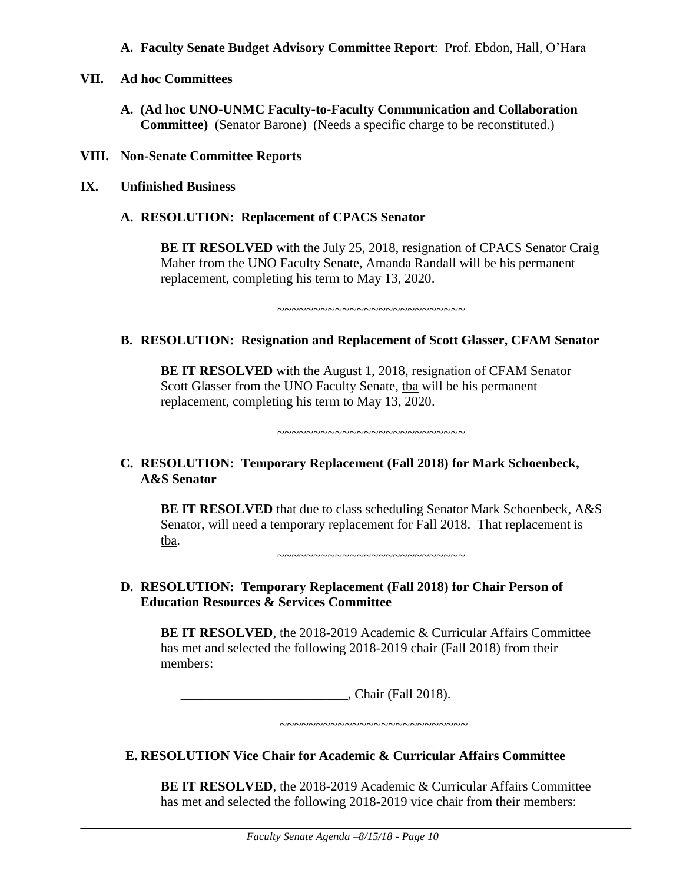**A. Faculty Senate Budget Advisory Committee Report**: Prof. Ebdon, Hall, O'Hara

## VII. Ad hoc Committees

**A. (Ad hoc UNO-UNMC Faculty-to-Faculty Communication and Collaboration Committee)** (Senator Barone) (Needs a specific charge to be reconstituted.)

## VIII. Non-Senate Committee Reports

## IX. Unfinished Business

### A. RESOLUTION: Replacement of CPACS Senator

**BE IT RESOLVED** with the July 25, 2018, resignation of CPACS Senator Craig Maher from the UNO Faculty Senate, Amanda Randall will be his permanent replacement, completing his term to May 13, 2020.

~~~~~~~~~~~~~~~~~~~~~~~~~~~

### B. RESOLUTION: Resignation and Replacement of Scott Glasser, CFAM Senator

**BE IT RESOLVED** with the August 1, 2018, resignation of CFAM Senator Scott Glasser from the UNO Faculty Senate, tba will be his permanent replacement, completing his term to May 13, 2020.

~~~~~~~~~~~~~~~~~~~~~~~~~~~

### C. RESOLUTION: Temporary Replacement (Fall 2018) for Mark Schoenbeck, A&S Senator

**BE IT RESOLVED** that due to class scheduling Senator Mark Schoenbeck, A&S Senator, will need a temporary replacement for Fall 2018. That replacement is tba.

~~~~~~~~~~~~~~~~~~~~~~~~~~~

### D. RESOLUTION: Temporary Replacement (Fall 2018) for Chair Person of Education Resources & Services Committee

**BE IT RESOLVED**, the 2018-2019 Academic & Curricular Affairs Committee has met and selected the following 2018-2019 chair (Fall 2018) from their members:

_________________________, Chair (Fall 2018).

~~~~~~~~~~~~~~~~~~~~~~~~~~~

### E. RESOLUTION Vice Chair for Academic & Curricular Affairs Committee

**BE IT RESOLVED**, the 2018-2019 Academic & Curricular Affairs Committee has met and selected the following 2018-2019 vice chair from their members: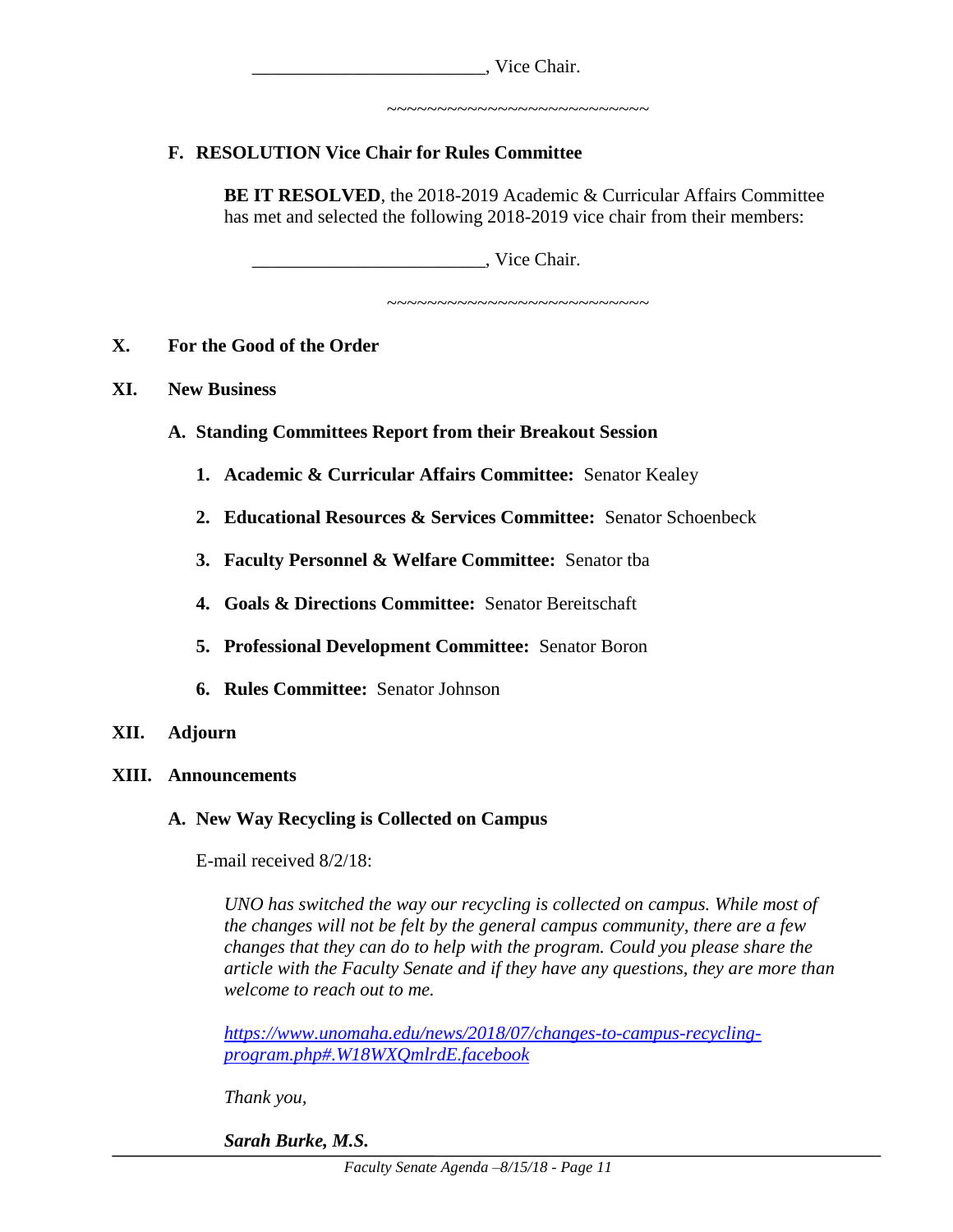_________________________, Vice Chair.

~~~~~~~~~~~~~~~~~~~~~~~~~~~

**F. RESOLUTION Vice Chair for Rules Committee**

**BE IT RESOLVED**, the 2018-2019 Academic & Curricular Affairs Committee has met and selected the following 2018-2019 vice chair from their members:

_________________________, Vice Chair.

~~~~~~~~~~~~~~~~~~~~~~~~~~~

## X. For the Good of the Order

## XI. New Business

**A. Standing Committees Report from their Breakout Session**

1. **Academic & Curricular Affairs Committee:** Senator Kealey
2. **Educational Resources & Services Committee:** Senator Schoenbeck
3. **Faculty Personnel & Welfare Committee:** Senator tba
4. **Goals & Directions Committee:** Senator Bereitschaft
5. **Professional Development Committee:** Senator Boron
6. **Rules Committee:** Senator Johnson

## XII. Adjourn

## XIII. Announcements

**A. New Way Recycling is Collected on Campus**

E-mail received 8/2/18:

*UNO has switched the way our recycling is collected on campus. While most of the changes will not be felt by the general campus community, there are a few changes that they can do to help with the program. Could you please share the article with the Faculty Senate and if they have any questions, they are more than welcome to reach out to me.*

*https://www.unomaha.edu/news/2018/07/changes-to-campus-recycling-program.php#.W18WXQmlrdE.facebook*

*Thank you,*

***Sarah Burke, M.S.***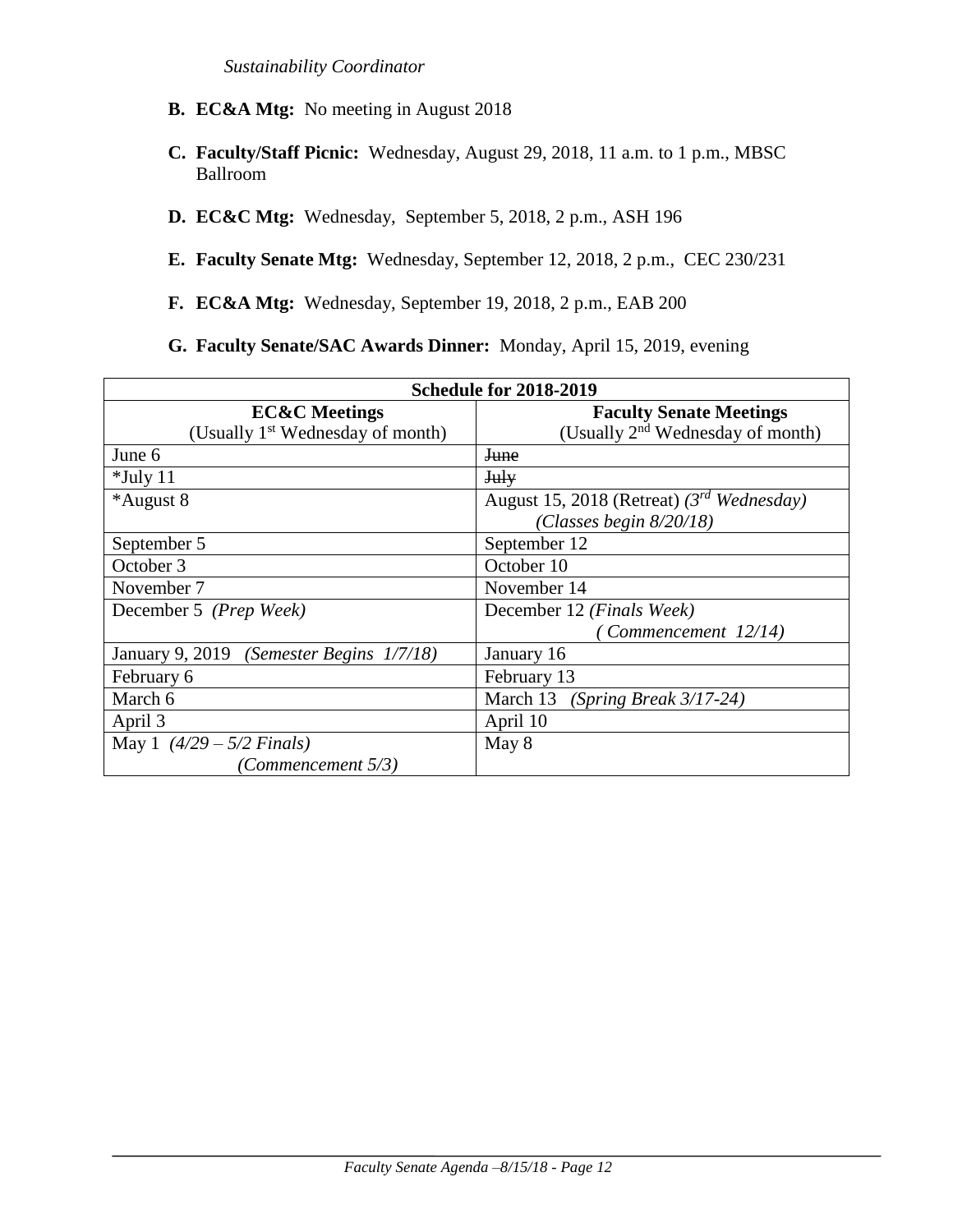*Sustainability Coordinator*

**B. EC&A Mtg:** No meeting in August 2018

**C. Faculty/Staff Picnic:** Wednesday, August 29, 2018, 11 a.m. to 1 p.m., MBSC Ballroom

**D. EC&C Mtg:** Wednesday, September 5, 2018, 2 p.m., ASH 196

**E. Faculty Senate Mtg:** Wednesday, September 12, 2018, 2 p.m., CEC 230/231

**F. EC&A Mtg:** Wednesday, September 19, 2018, 2 p.m., EAB 200

**G. Faculty Senate/SAC Awards Dinner:** Monday, April 15, 2019, evening

| **Schedule for 2018-2019** | |
|---|---|
| **EC&C Meetings** (Usually 1st Wednesday of month) | **Faculty Senate Meetings** (Usually 2nd Wednesday of month) |
| June 6 | ~~June~~ |
| *July 11 | ~~July~~ |
| *August 8 | August 15, 2018 (Retreat) *(3rd Wednesday)* *(Classes begin 8/20/18)* |
| September 5 | September 12 |
| October 3 | October 10 |
| November 7 | November 14 |
| December 5 *(Prep Week)* | December 12 *(Finals Week)* *( Commencement 12/14)* |
| January 9, 2019 *(Semester Begins 1/7/18)* | January 16 |
| February 6 | February 13 |
| March 6 | March 13 *(Spring Break 3/17-24)* |
| April 3 | April 10 |
| May 1 *(4/29 – 5/2 Finals)* *(Commencement 5/3)* | May 8 |